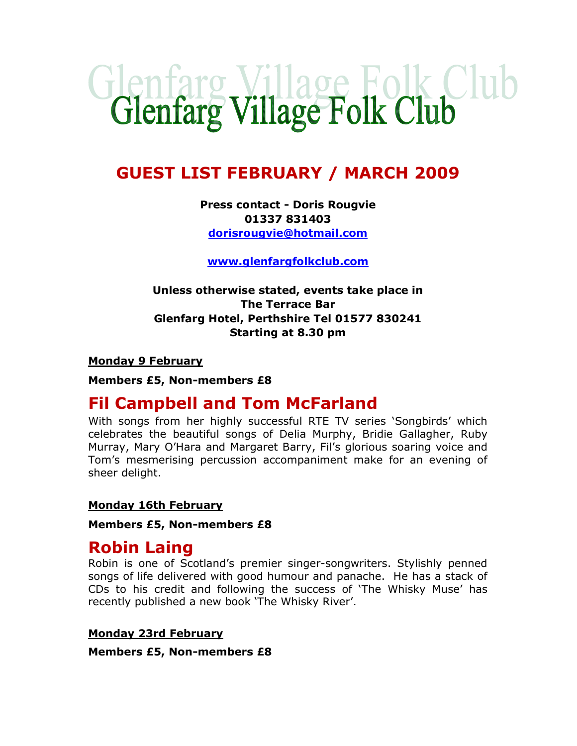# Glenfarg Village Folk Club

## GUEST LIST FEBRUARY / MARCH 2009

**Press contact - Doris Rougvie**
**01337 831403**
**dorisrougvie@hotmail.com**

**www.glenfargfolkclub.com**

**Unless otherwise stated, events take place in**
**The Terrace Bar**
**Glenfarg Hotel, Perthshire Tel 01577 830241**
**Starting at 8.30 pm**

**Monday 9 February**

**Members £5, Non-members £8**

## Fil Campbell and Tom McFarland

With songs from her highly successful RTE TV series 'Songbirds' which celebrates the beautiful songs of Delia Murphy, Bridie Gallagher, Ruby Murray, Mary O'Hara and Margaret Barry, Fil's glorious soaring voice and Tom's mesmerising percussion accompaniment make for an evening of sheer delight.

**Monday 16th February**

**Members £5, Non-members £8**

## Robin Laing

Robin is one of Scotland's premier singer-songwriters. Stylishly penned songs of life delivered with good humour and panache. He has a stack of CDs to his credit and following the success of 'The Whisky Muse' has recently published a new book 'The Whisky River'.

**Monday 23rd February**

**Members £5, Non-members £8**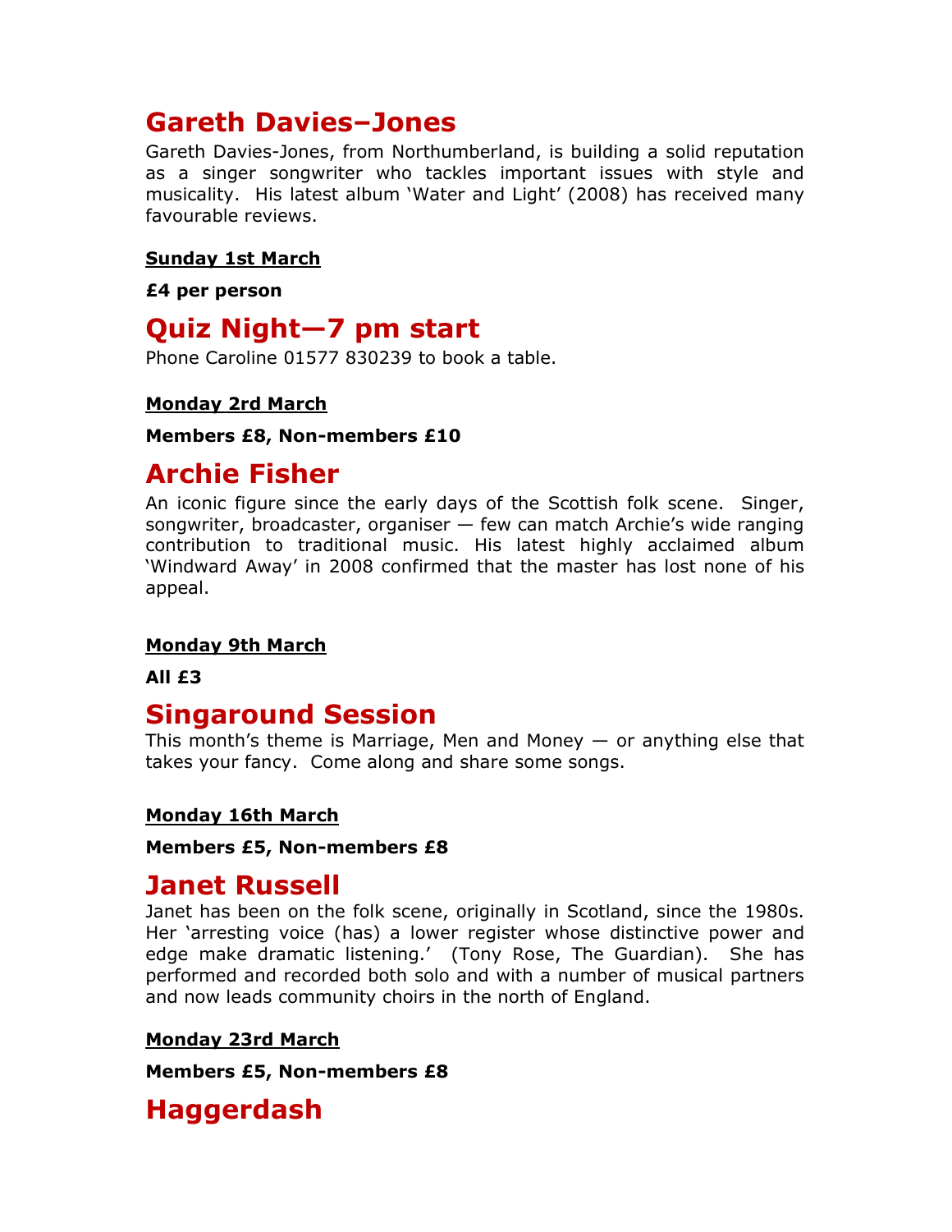## Gareth Davies–Jones

Gareth Davies-Jones, from Northumberland, is building a solid reputation as a singer songwriter who tackles important issues with style and musicality. His latest album 'Water and Light' (2008) has received many favourable reviews.

**Sunday 1st March**

**£4 per person**

## Quiz Night—7 pm start

Phone Caroline 01577 830239 to book a table.

**Monday 2rd March**

**Members £8, Non-members £10**

## Archie Fisher

An iconic figure since the early days of the Scottish folk scene. Singer, songwriter, broadcaster, organiser — few can match Archie's wide ranging contribution to traditional music. His latest highly acclaimed album 'Windward Away' in 2008 confirmed that the master has lost none of his appeal.

**Monday 9th March**

**All £3**

## Singaround Session

This month's theme is Marriage, Men and Money — or anything else that takes your fancy. Come along and share some songs.

**Monday 16th March**

**Members £5, Non-members £8**

## Janet Russell

Janet has been on the folk scene, originally in Scotland, since the 1980s. Her 'arresting voice (has) a lower register whose distinctive power and edge make dramatic listening.' (Tony Rose, The Guardian). She has performed and recorded both solo and with a number of musical partners and now leads community choirs in the north of England.

**Monday 23rd March**

**Members £5, Non-members £8**

## Haggerdash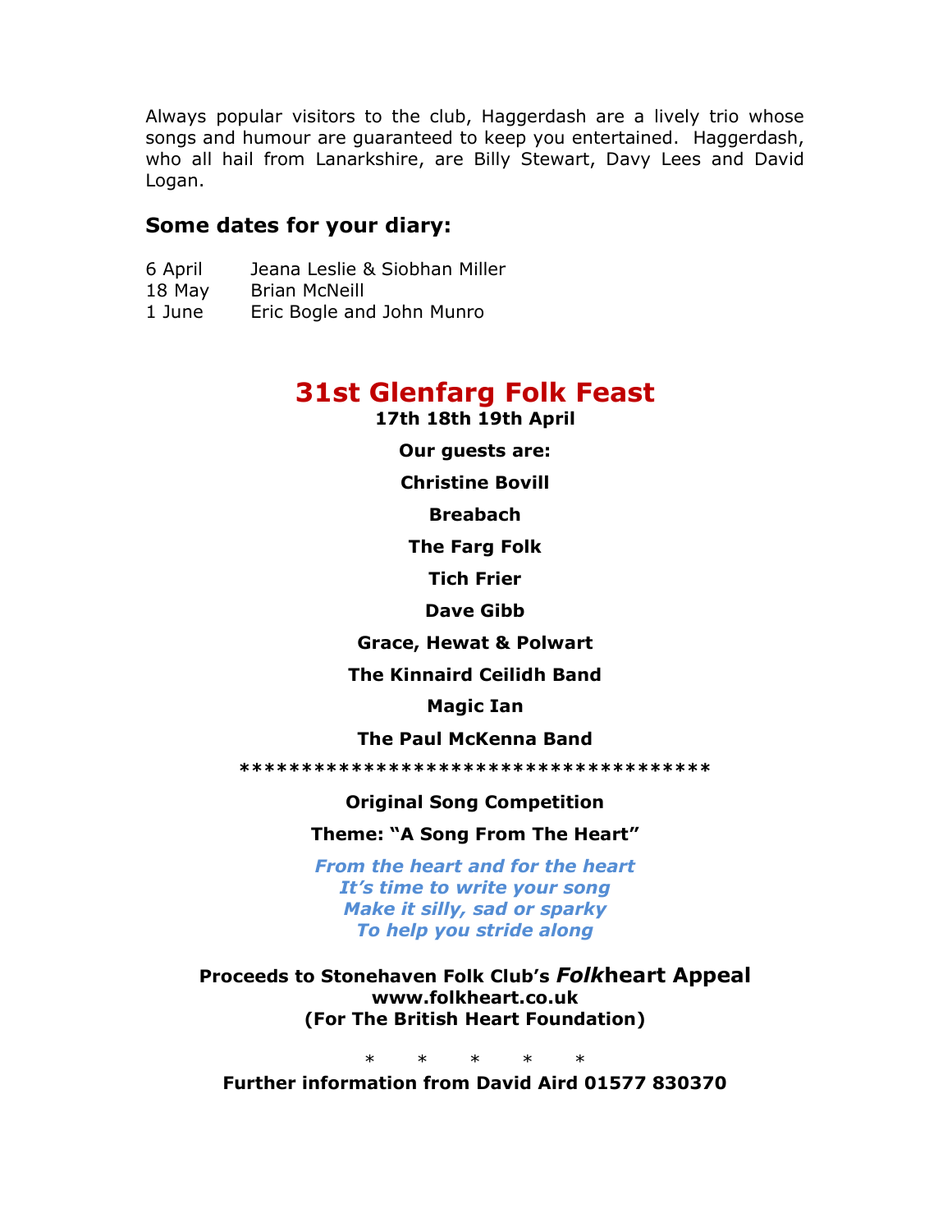Always popular visitors to the club, Haggerdash are a lively trio whose songs and humour are guaranteed to keep you entertained. Haggerdash, who all hail from Lanarkshire, are Billy Stewart, Davy Lees and David Logan.

### Some dates for your diary:

| | |
|---|---|
| 6 April | Jeana Leslie & Siobhan Miller |
| 18 May | Brian McNeill |
| 1 June | Eric Bogle and John Munro |

## 31st Glenfarg Folk Feast

**17th 18th 19th April**

**Our guests are:**

**Christine Bovill**

**Breabach**

**The Farg Folk**

**Tich Frier**

**Dave Gibb**

**Grace, Hewat & Polwart**

**The Kinnaird Ceilidh Band**

**Magic Ian**

**The Paul McKenna Band**

*************************************

**Original Song Competition**

**Theme: "A Song From The Heart"**

***From the heart and for the heart***
***It's time to write your song***
***Make it silly, sad or sparky***
***To help you stride along***

**Proceeds to Stonehaven Folk Club's *Folk*heart Appeal**
**www.folkheart.co.uk**
**(For The British Heart Foundation)**

\* \* \* \* \*

**Further information from David Aird 01577 830370**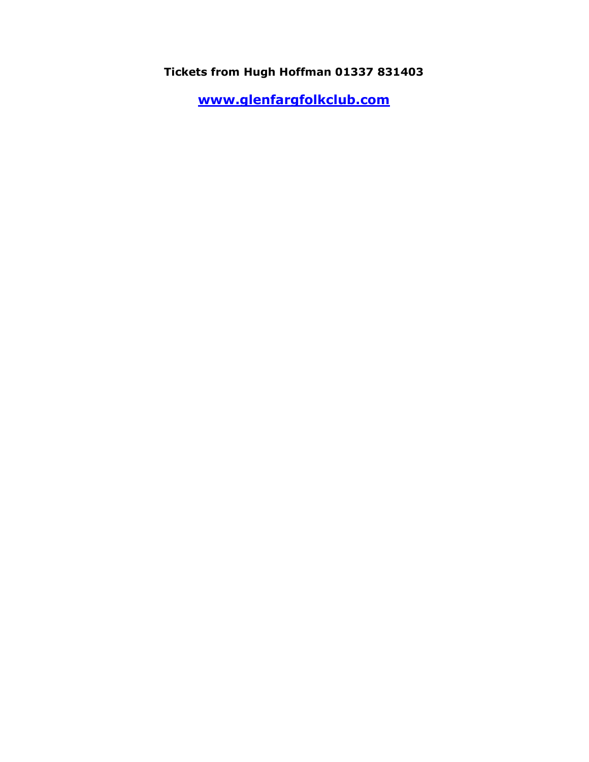**Tickets from Hugh Hoffman 01337 831403**

**[www.glenfargfolkclub.com](http://www.glenfargfolkclub.com)**